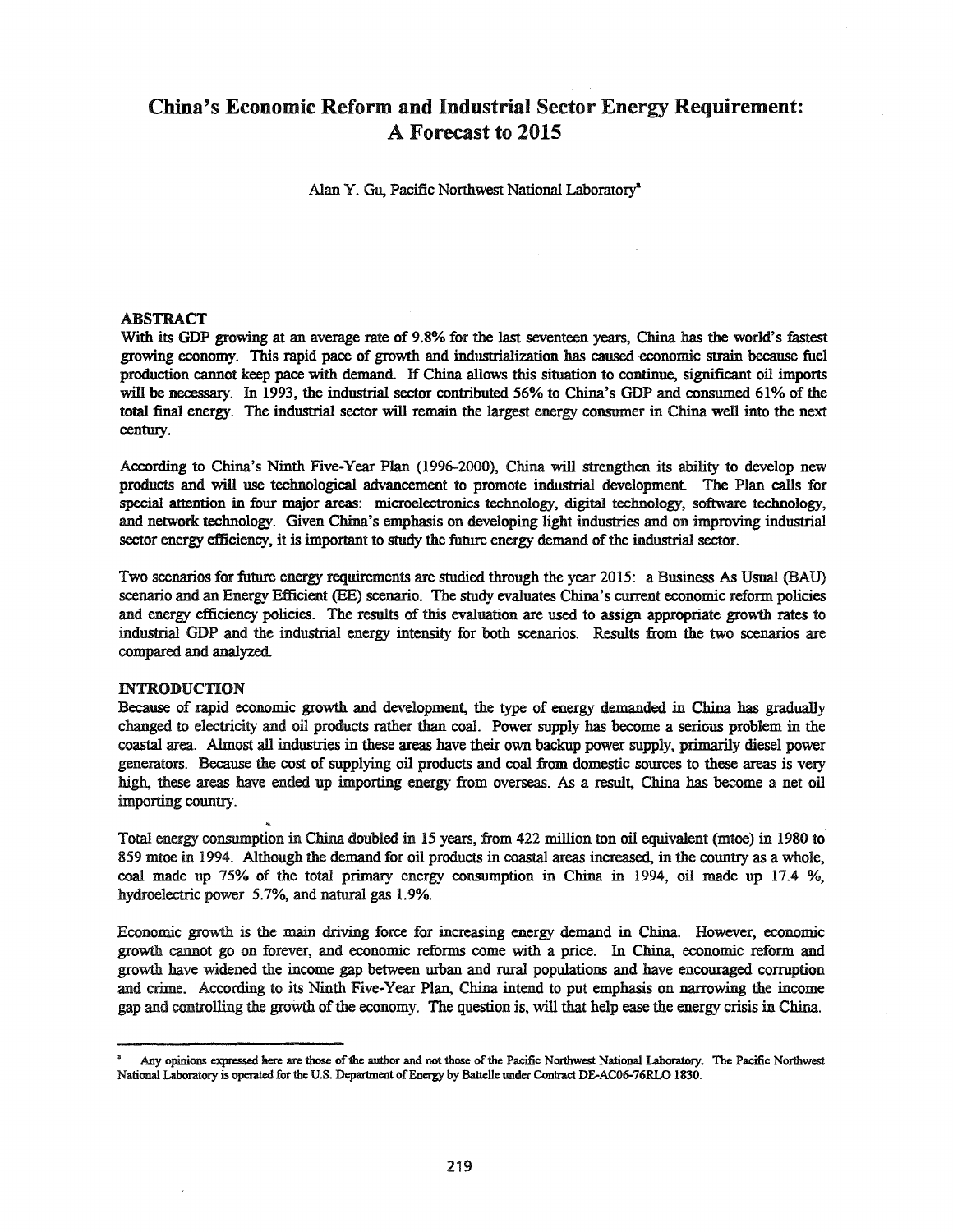# China's Economic Reform and Industrial Sector Energy Requirement: A Forecast to 2015

Alan Y. Gu, Pacific Northwest National Laboratory[a]

## ABSTRACT

With its GDP growing at an average rate of 9.8% for the last seventeen years, China has the world's fastest growing economy. This rapid pace of growth and industrialization has caused economic strain because fuel production cannot keep pace with demand. If China allows this situation to continue, significant oil imports will be necessary. In 1993, the industrial sector contributed 56% to China's GDP and consumed 61% of the total final energy. The industrial sector will remain the largest energy consumer in China well into the next century.

According to China's Ninth Five-Year Plan (1996-2000), China will strengthen its ability to develop new products and will use technological advancement to promote industrial development. The Plan calls for special attention in four major areas: microelectronics technology, digital technology, software technology, and network technology. Given China's emphasis on developing light industries and on improving industrial sector energy efficiency, it is important to study the future energy demand of the industrial sector.

Two scenarios for future energy requirements are studied through the year 2015: a Business As Usual (BAU) scenario and an Energy Efficient (EE) scenario. The study evaluates China's current economic reform policies and energy efficiency policies. The results of this evaluation are used to assign appropriate growth rates to industrial GDP and the industrial energy intensity for both scenarios. Results from the two scenarios are compared and analyzed.

## INTRODUCTION

Because of rapid economic growth and development, the type of energy demanded in China has gradually changed to electricity and oil products rather than coal. Power supply has become a serious problem in the coastal area. Almost all industries in these areas have their own backup power supply, primarily diesel power generators. Because the cost of supplying oil products and coal from domestic sources to these areas is very high, these areas have ended up importing energy from overseas. As a result, China has become a net oil importing country.

Total energy consumption in China doubled in 15 years, from 422 million ton oil equivalent (mtoe) in 1980 to 859 mtoe in 1994. Although the demand for oil products in coastal areas increased, in the country as a whole, coal made up 75% of the total primary energy consumption in China in 1994, oil made up 17.4 %, hydroelectric power 5.7%, and natural gas 1.9%.

Economic growth is the main driving force for increasing energy demand in China. However, economic growth cannot go on forever, and economic reforms come with a price. In China, economic reform and growth have widened the income gap between urban and rural populations and have encouraged corruption and crime. According to its Ninth Five-Year Plan, China intend to put emphasis on narrowing the income gap and controlling the growth of the economy. The question is, will that help ease the energy crisis in China.

---

[a] Any opinions expressed here are those of the author and not those of the Pacific Northwest National Laboratory. The Pacific Northwest National Laboratory is operated for the U.S. Department of Energy by Battelle under Contract DE-AC06-76RLO 1830.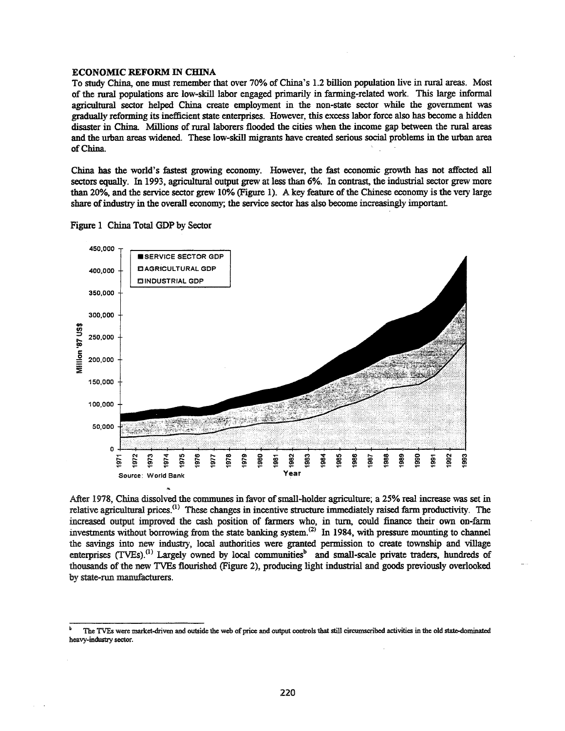**ECONOMIC REFORM IN CHINA**

To study China, one must remember that over 70% of China's 1.2 billion population live in rural areas. Most of the rural populations are low-skill labor engaged primarily in farming-related work. This large informal agricultural sector helped China create employment in the non-state sector while the government was gradually reforming its inefficient state enterprises. However, this excess labor force also has become a hidden disaster in China. Millions of rural laborers flooded the cities when the income gap between the rural areas and the urban areas widened. These low-skill migrants have created serious social problems in the urban area of China.

China has the world's fastest growing economy. However, the fast economic growth has not affected all sectors equally. In 1993, agricultural output grew at less than 6%. In contrast, the industrial sector grew more than 20%, and the service sector grew 10% (Figure 1). A key feature of the Chinese economy is the very large share of industry in the overall economy; the service sector has also become increasingly important.

Figure 1 China Total GDP by Sector

After 1978, China dissolved the communes in favor of small-holder agriculture; a 25% real increase was set in relative agricultural prices.[1] These changes in incentive structure immediately raised farm productivity. The increased output improved the cash position of farmers who, in turn, could finance their own on-farm investments without borrowing from the state banking system.[2] In 1984, with pressure mounting to channel the savings into new industry, local authorities were granted permission to create township and village enterprises (TVEs).[1] Largely owned by local communities[b] and small-scale private traders, hundreds of thousands of the new TVEs flourished (Figure 2), producing light industrial and goods previously overlooked by state-run manufacturers.

[b] The TVEs were market-driven and outside the web of price and output controls that still circumscribed activities in the old state-dominated heavy-industry sector.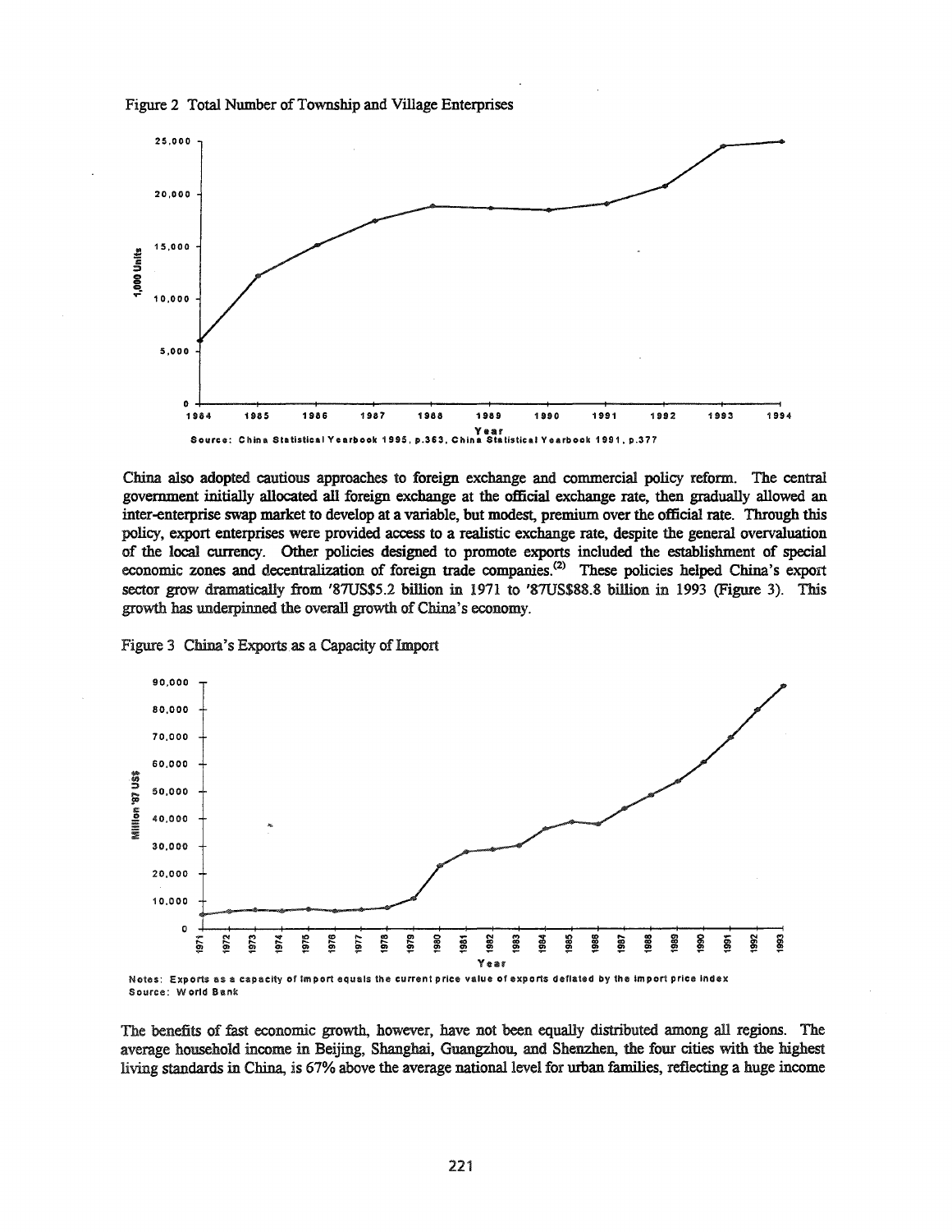Figure 2 Total Number of Township and Village Enterprises

Source: China Statistical Yearbook 1995, p.363, China Statistical Yearbook 1991, p.377

China also adopted cautious approaches to foreign exchange and commercial policy reform. The central government initially allocated all foreign exchange at the official exchange rate, then gradually allowed an inter-enterprise swap market to develop at a variable, but modest, premium over the official rate. Through this policy, export enterprises were provided access to a realistic exchange rate, despite the general overvaluation of the local currency. Other policies designed to promote exports included the establishment of special economic zones and decentralization of foreign trade companies.[2] These policies helped China's export sector grow dramatically from '87US$5.2 billion in 1971 to '87US$88.8 billion in 1993 (Figure 3). This growth has underpinned the overall growth of China's economy.

Figure 3 China's Exports as a Capacity of Import

Notes: Exports as a capacity of import equals the current price value of exports deflated by the import price index
Source: World Bank

The benefits of fast economic growth, however, have not been equally distributed among all regions. The average household income in Beijing, Shanghai, Guangzhou, and Shenzhen, the four cities with the highest living standards in China, is 67% above the average national level for urban families, reflecting a huge income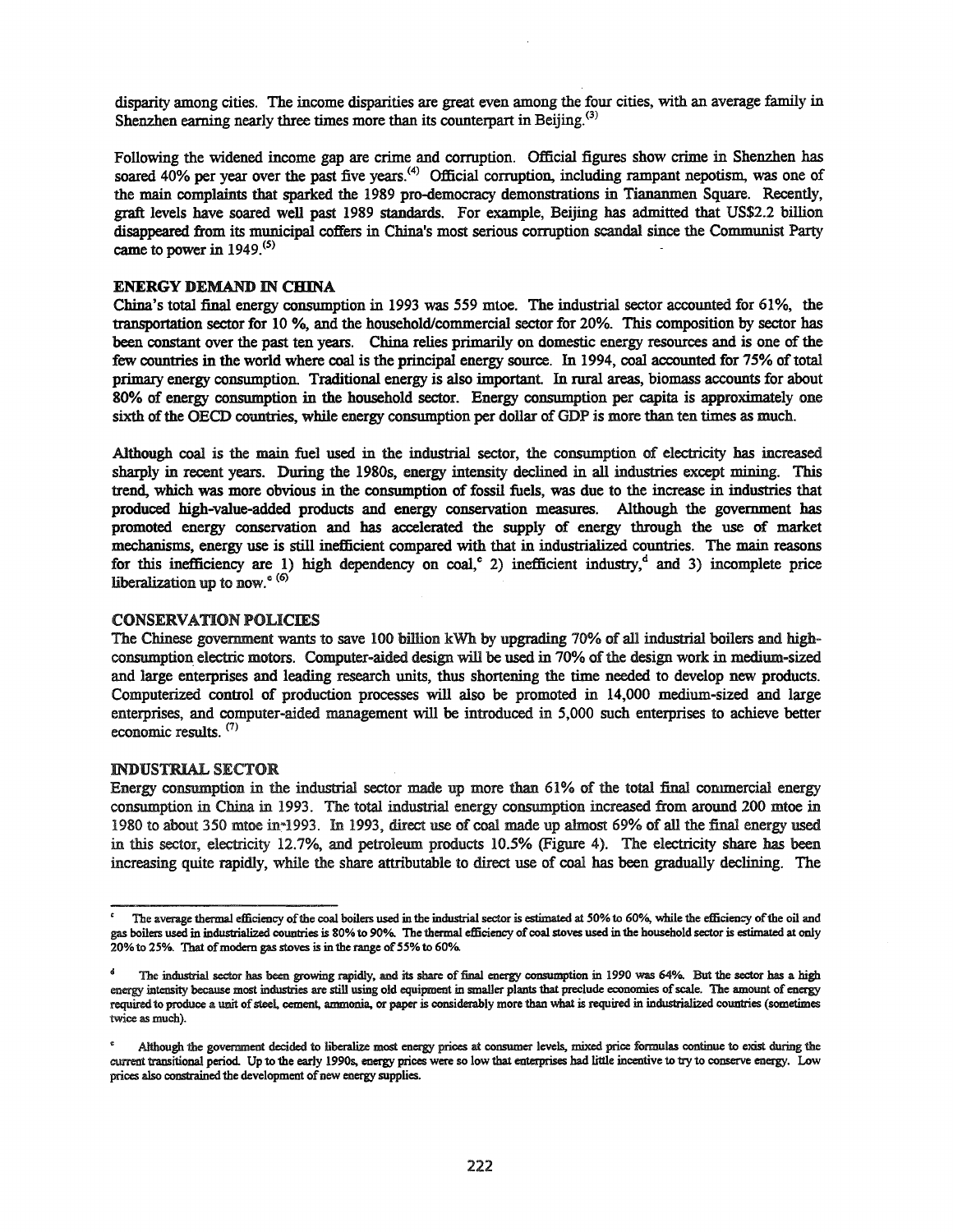disparity among cities. The income disparities are great even among the four cities, with an average family in Shenzhen earning nearly three times more than its counterpart in Beijing.[3]

Following the widened income gap are crime and corruption. Official figures show crime in Shenzhen has soared 40% per year over the past five years.[4] Official corruption, including rampant nepotism, was one of the main complaints that sparked the 1989 pro-democracy demonstrations in Tiananmen Square. Recently, graft levels have soared well past 1989 standards. For example, Beijing has admitted that US$2.2 billion disappeared from its municipal coffers in China's most serious corruption scandal since the Communist Party came to power in 1949.[5]

## ENERGY DEMAND IN CHINA

China's total final energy consumption in 1993 was 559 mtoe. The industrial sector accounted for 61%, the transportation sector for 10 %, and the household/commercial sector for 20%. This composition by sector has been constant over the past ten years. China relies primarily on domestic energy resources and is one of the few countries in the world where coal is the principal energy source. In 1994, coal accounted for 75% of total primary energy consumption. Traditional energy is also important. In rural areas, biomass accounts for about 80% of energy consumption in the household sector. Energy consumption per capita is approximately one sixth of the OECD countries, while energy consumption per dollar of GDP is more than ten times as much.

Although coal is the main fuel used in the industrial sector, the consumption of electricity has increased sharply in recent years. During the 1980s, energy intensity declined in all industries except mining. This trend, which was more obvious in the consumption of fossil fuels, was due to the increase in industries that produced high-value-added products and energy conservation measures. Although the government has promoted energy conservation and has accelerated the supply of energy through the use of market mechanisms, energy use is still inefficient compared with that in industrialized countries. The main reasons for this inefficiency are 1) high dependency on coal,[c] 2) inefficient industry,[d] and 3) incomplete price liberalization up to now.[e] [6]

## CONSERVATION POLICIES

The Chinese government wants to save 100 billion kWh by upgrading 70% of all industrial boilers and high-consumption electric motors. Computer-aided design will be used in 70% of the design work in medium-sized and large enterprises and leading research units, thus shortening the time needed to develop new products. Computerized control of production processes will also be promoted in 14,000 medium-sized and large enterprises, and computer-aided management will be introduced in 5,000 such enterprises to achieve better economic results.[7]

## INDUSTRIAL SECTOR

Energy consumption in the industrial sector made up more than 61% of the total final commercial energy consumption in China in 1993. The total industrial energy consumption increased from around 200 mtoe in 1980 to about 350 mtoe in 1993. In 1993, direct use of coal made up almost 69% of all the final energy used in this sector, electricity 12.7%, and petroleum products 10.5% (Figure 4). The electricity share has been increasing quite rapidly, while the share attributable to direct use of coal has been gradually declining. The

---

[c] The average thermal efficiency of the coal boilers used in the industrial sector is estimated at 50% to 60%, while the efficiency of the oil and gas boilers used in industrialized countries is 80% to 90%. The thermal efficiency of coal stoves used in the household sector is estimated at only 20% to 25%. That of modern gas stoves is in the range of 55% to 60%.

[d] The industrial sector has been growing rapidly, and its share of final energy consumption in 1990 was 64%. But the sector has a high energy intensity because most industries are still using old equipment in smaller plants that preclude economies of scale. The amount of energy required to produce a unit of steel, cement, ammonia, or paper is considerably more than what is required in industrialized countries (sometimes twice as much).

[e] Although the government decided to liberalize most energy prices at consumer levels, mixed price formulas continue to exist during the current transitional period. Up to the early 1990s, energy prices were so low that enterprises had little incentive to try to conserve energy. Low prices also constrained the development of new energy supplies.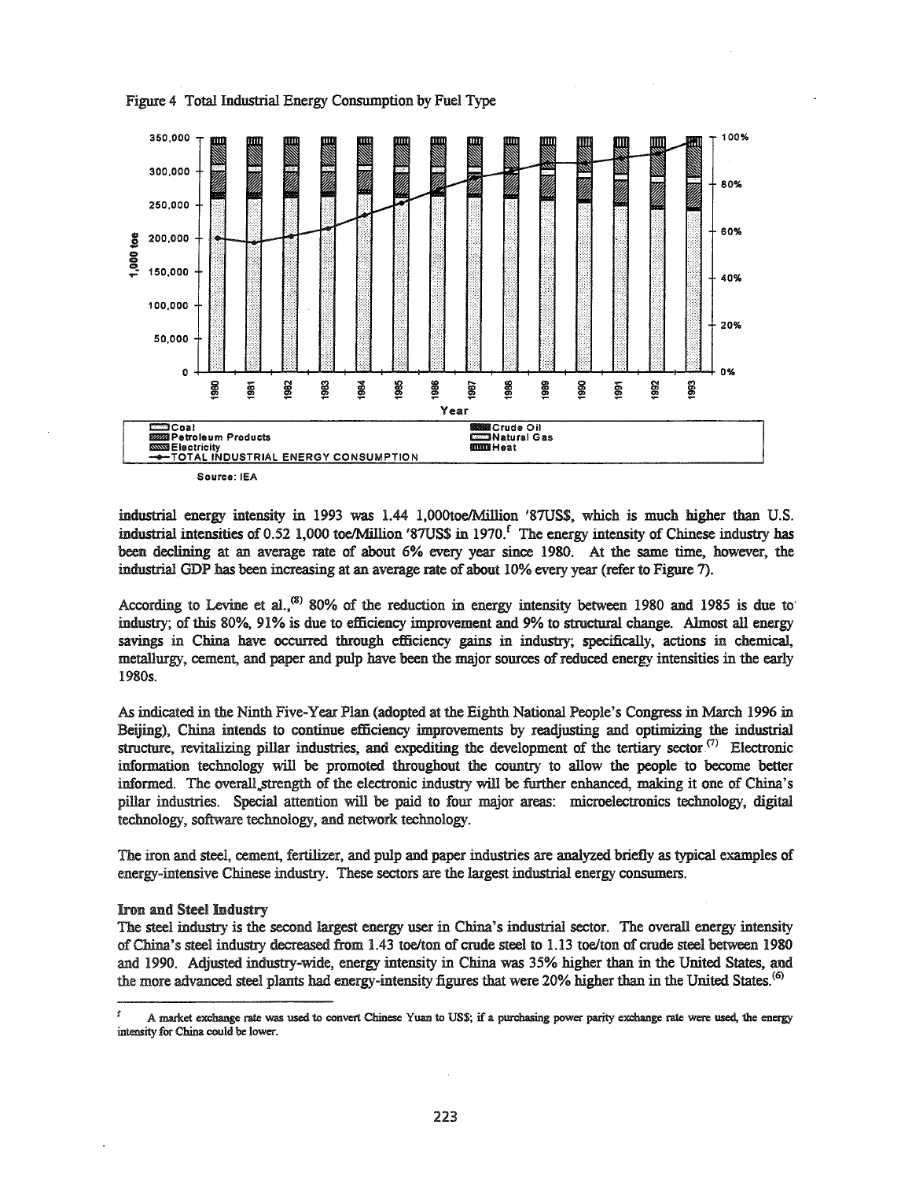Figure 4 Total Industrial Energy Consumption by Fuel Type

Source: IEA

industrial energy intensity in 1993 was 1.44 1,000toe/Million '87US$, which is much higher than U.S. industrial intensities of 0.52 1,000 toe/Million '87US$ in 1970.[f] The energy intensity of Chinese industry has been declining at an average rate of about 6% every year since 1980. At the same time, however, the industrial GDP has been increasing at an average rate of about 10% every year (refer to Figure 7).

According to Levine et al.,[8] 80% of the reduction in energy intensity between 1980 and 1985 is due to industry; of this 80%, 91% is due to efficiency improvement and 9% to structural change. Almost all energy savings in China have occurred through efficiency gains in industry; specifically, actions in chemical, metallurgy, cement, and paper and pulp have been the major sources of reduced energy intensities in the early 1980s.

As indicated in the Ninth Five-Year Plan (adopted at the Eighth National People's Congress in March 1996 in Beijing), China intends to continue efficiency improvements by readjusting and optimizing the industrial structure, revitalizing pillar industries, and expediting the development of the tertiary sector.[7] Electronic information technology will be promoted throughout the country to allow the people to become better informed. The overall strength of the electronic industry will be further enhanced, making it one of China's pillar industries. Special attention will be paid to four major areas: microelectronics technology, digital technology, software technology, and network technology.

The iron and steel, cement, fertilizer, and pulp and paper industries are analyzed briefly as typical examples of energy-intensive Chinese industry. These sectors are the largest industrial energy consumers.

**Iron and Steel Industry**

The steel industry is the second largest energy user in China's industrial sector. The overall energy intensity of China's steel industry decreased from 1.43 toe/ton of crude steel to 1.13 toe/ton of crude steel between 1980 and 1990. Adjusted industry-wide, energy intensity in China was 35% higher than in the United States, and the more advanced steel plants had energy-intensity figures that were 20% higher than in the United States.[6]

---

[f] A market exchange rate was used to convert Chinese Yuan to US$; if a purchasing power parity exchange rate were used, the energy intensity for China could be lower.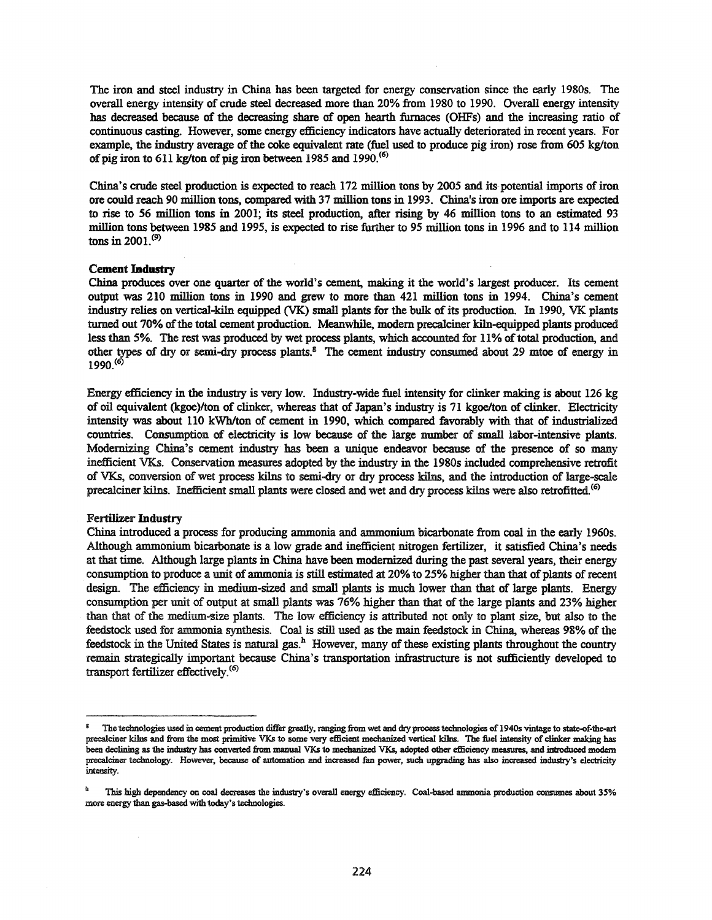The iron and steel industry in China has been targeted for energy conservation since the early 1980s. The overall energy intensity of crude steel decreased more than 20% from 1980 to 1990. Overall energy intensity has decreased because of the decreasing share of open hearth furnaces (OHFs) and the increasing ratio of continuous casting. However, some energy efficiency indicators have actually deteriorated in recent years. For example, the industry average of the coke equivalent rate (fuel used to produce pig iron) rose from 605 kg/ton of pig iron to 611 kg/ton of pig iron between 1985 and 1990.[6]

China's crude steel production is expected to reach 172 million tons by 2005 and its potential imports of iron ore could reach 90 million tons, compared with 37 million tons in 1993. China's iron ore imports are expected to rise to 56 million tons in 2001; its steel production, after rising by 46 million tons to an estimated 93 million tons between 1985 and 1995, is expected to rise further to 95 million tons in 1996 and to 114 million tons in 2001.[9]

**Cement Industry**

China produces over one quarter of the world's cement, making it the world's largest producer. Its cement output was 210 million tons in 1990 and grew to more than 421 million tons in 1994. China's cement industry relies on vertical-kiln equipped (VK) small plants for the bulk of its production. In 1990, VK plants turned out 70% of the total cement production. Meanwhile, modern precalciner kiln-equipped plants produced less than 5%. The rest was produced by wet process plants, which accounted for 11% of total production, and other types of dry or semi-dry process plants.[g] The cement industry consumed about 29 mtoe of energy in 1990.[6]

Energy efficiency in the industry is very low. Industry-wide fuel intensity for clinker making is about 126 kg of oil equivalent (kgoe)/ton of clinker, whereas that of Japan's industry is 71 kgoe/ton of clinker. Electricity intensity was about 110 kWh/ton of cement in 1990, which compared favorably with that of industrialized countries. Consumption of electricity is low because of the large number of small labor-intensive plants. Modernizing China's cement industry has been a unique endeavor because of the presence of so many inefficient VKs. Conservation measures adopted by the industry in the 1980s included comprehensive retrofit of VKs, conversion of wet process kilns to semi-dry or dry process kilns, and the introduction of large-scale precalciner kilns. Inefficient small plants were closed and wet and dry process kilns were also retrofitted.[6]

**Fertilizer Industry**

China introduced a process for producing ammonia and ammonium bicarbonate from coal in the early 1960s. Although ammonium bicarbonate is a low grade and inefficient nitrogen fertilizer, it satisfied China's needs at that time. Although large plants in China have been modernized during the past several years, their energy consumption to produce a unit of ammonia is still estimated at 20% to 25% higher than that of plants of recent design. The efficiency in medium-sized and small plants is much lower than that of large plants. Energy consumption per unit of output at small plants was 76% higher than that of the large plants and 23% higher than that of the medium-size plants. The low efficiency is attributed not only to plant size, but also to the feedstock used for ammonia synthesis. Coal is still used as the main feedstock in China, whereas 98% of the feedstock in the United States is natural gas.[h] However, many of these existing plants throughout the country remain strategically important because China's transportation infrastructure is not sufficiently developed to transport fertilizer effectively.[6]

---

[g] The technologies used in cement production differ greatly, ranging from wet and dry process technologies of 1940s vintage to state-of-the-art precalciner kilns and from the most primitive VKs to some very efficient mechanized vertical kilns. The fuel intensity of clinker making has been declining as the industry has converted from manual VKs to mechanized VKs, adopted other efficiency measures, and introduced modern precalciner technology. However, because of automation and increased fan power, such upgrading has also increased industry's electricity intensity.

[h] This high dependency on coal decreases the industry's overall energy efficiency. Coal-based ammonia production consumes about 35% more energy than gas-based with today's technologies.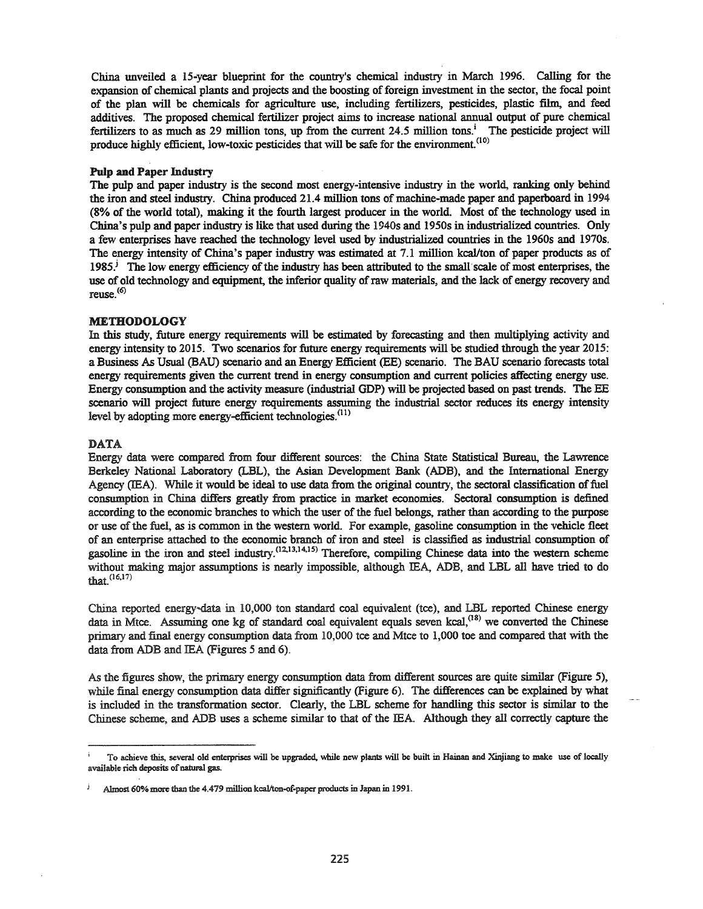China unveiled a 15-year blueprint for the country's chemical industry in March 1996. Calling for the expansion of chemical plants and projects and the boosting of foreign investment in the sector, the focal point of the plan will be chemicals for agriculture use, including fertilizers, pesticides, plastic film, and feed additives. The proposed chemical fertilizer project aims to increase national annual output of pure chemical fertilizers to as much as 29 million tons, up from the current 24.5 million tons.[i] The pesticide project will produce highly efficient, low-toxic pesticides that will be safe for the environment.[(10)]

**Pulp and Paper Industry**

The pulp and paper industry is the second most energy-intensive industry in the world, ranking only behind the iron and steel industry. China produced 21.4 million tons of machine-made paper and paperboard in 1994 (8% of the world total), making it the fourth largest producer in the world. Most of the technology used in China's pulp and paper industry is like that used during the 1940s and 1950s in industrialized countries. Only a few enterprises have reached the technology level used by industrialized countries in the 1960s and 1970s. The energy intensity of China's paper industry was estimated at 7.1 million kcal/ton of paper products as of 1985.[j] The low energy efficiency of the industry has been attributed to the small scale of most enterprises, the use of old technology and equipment, the inferior quality of raw materials, and the lack of energy recovery and reuse.[(6)]

## METHODOLOGY

In this study, future energy requirements will be estimated by forecasting and then multiplying activity and energy intensity to 2015. Two scenarios for future energy requirements will be studied through the year 2015: a Business As Usual (BAU) scenario and an Energy Efficient (EE) scenario. The BAU scenario forecasts total energy requirements given the current trend in energy consumption and current policies affecting energy use. Energy consumption and the activity measure (industrial GDP) will be projected based on past trends. The EE scenario will project future energy requirements assuming the industrial sector reduces its energy intensity level by adopting more energy-efficient technologies.[(11)]

## DATA

Energy data were compared from four different sources: the China State Statistical Bureau, the Lawrence Berkeley National Laboratory (LBL), the Asian Development Bank (ADB), and the International Energy Agency (IEA). While it would be ideal to use data from the original country, the sectoral classification of fuel consumption in China differs greatly from practice in market economies. Sectoral consumption is defined according to the economic branches to which the user of the fuel belongs, rather than according to the purpose or use of the fuel, as is common in the western world. For example, gasoline consumption in the vehicle fleet of an enterprise attached to the economic branch of iron and steel is classified as industrial consumption of gasoline in the iron and steel industry.[(12,13,14,15)] Therefore, compiling Chinese data into the western scheme without making major assumptions is nearly impossible, although IEA, ADB, and LBL all have tried to do that.[(16,17)]

China reported energy data in 10,000 ton standard coal equivalent (tce), and LBL reported Chinese energy data in Mtce. Assuming one kg of standard coal equivalent equals seven kcal,[(18)] we converted the Chinese primary and final energy consumption data from 10,000 tce and Mtce to 1,000 toe and compared that with the data from ADB and IEA (Figures 5 and 6).

As the figures show, the primary energy consumption data from different sources are quite similar (Figure 5), while final energy consumption data differ significantly (Figure 6). The differences can be explained by what is included in the transformation sector. Clearly, the LBL scheme for handling this sector is similar to the Chinese scheme, and ADB uses a scheme similar to that of the IEA. Although they all correctly capture the

---

[i] To achieve this, several old enterprises will be upgraded, while new plants will be built in Hainan and Xinjiang to make use of locally available rich deposits of natural gas.

[j] Almost 60% more than the 4.479 million kcal/ton-of-paper products in Japan in 1991.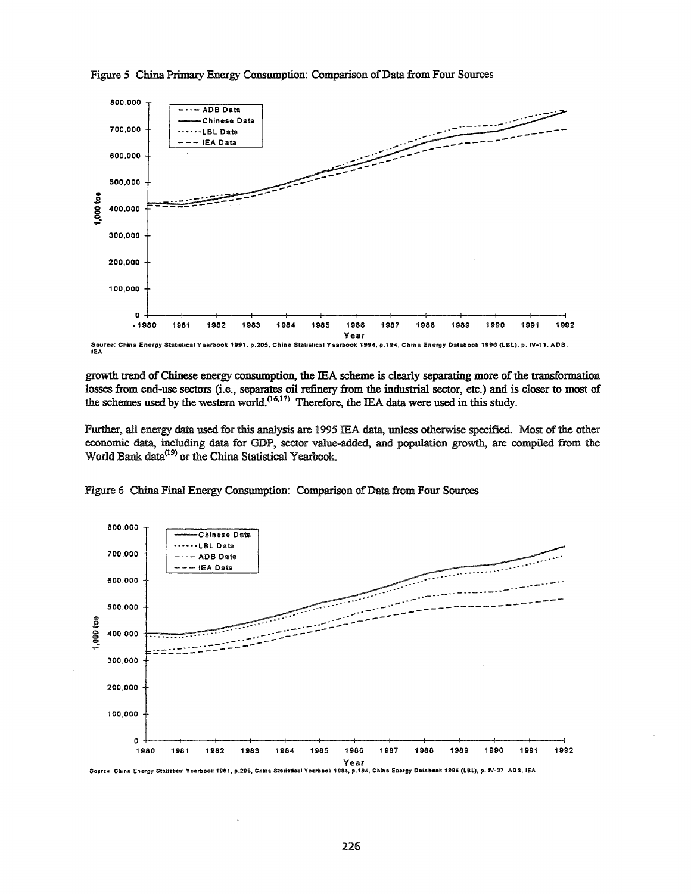Figure 5 China Primary Energy Consumption: Comparison of Data from Four Sources

Source: China Energy Statistical Yearbook 1991, p.205, China Statistical Yearbook 1994, p.194, China Energy Databook 1996 (LBL), p. IV-11, ADB, IEA

growth trend of Chinese energy consumption, the IEA scheme is clearly separating more of the transformation losses from end-use sectors (i.e., separates oil refinery from the industrial sector, etc.) and is closer to most of the schemes used by the western world.[16,17] Therefore, the IEA data were used in this study.

Further, all energy data used for this analysis are 1995 IEA data, unless otherwise specified. Most of the other economic data, including data for GDP, sector value-added, and population growth, are compiled from the World Bank data[19] or the China Statistical Yearbook.

Figure 6 China Final Energy Consumption: Comparison of Data from Four Sources

Source: China Energy Statistical Yearbook 1991, p.205, China Statistical Yearbook 1994, p.194, China Energy Databook 1996 (LBL), p. IV-27, ADB, IEA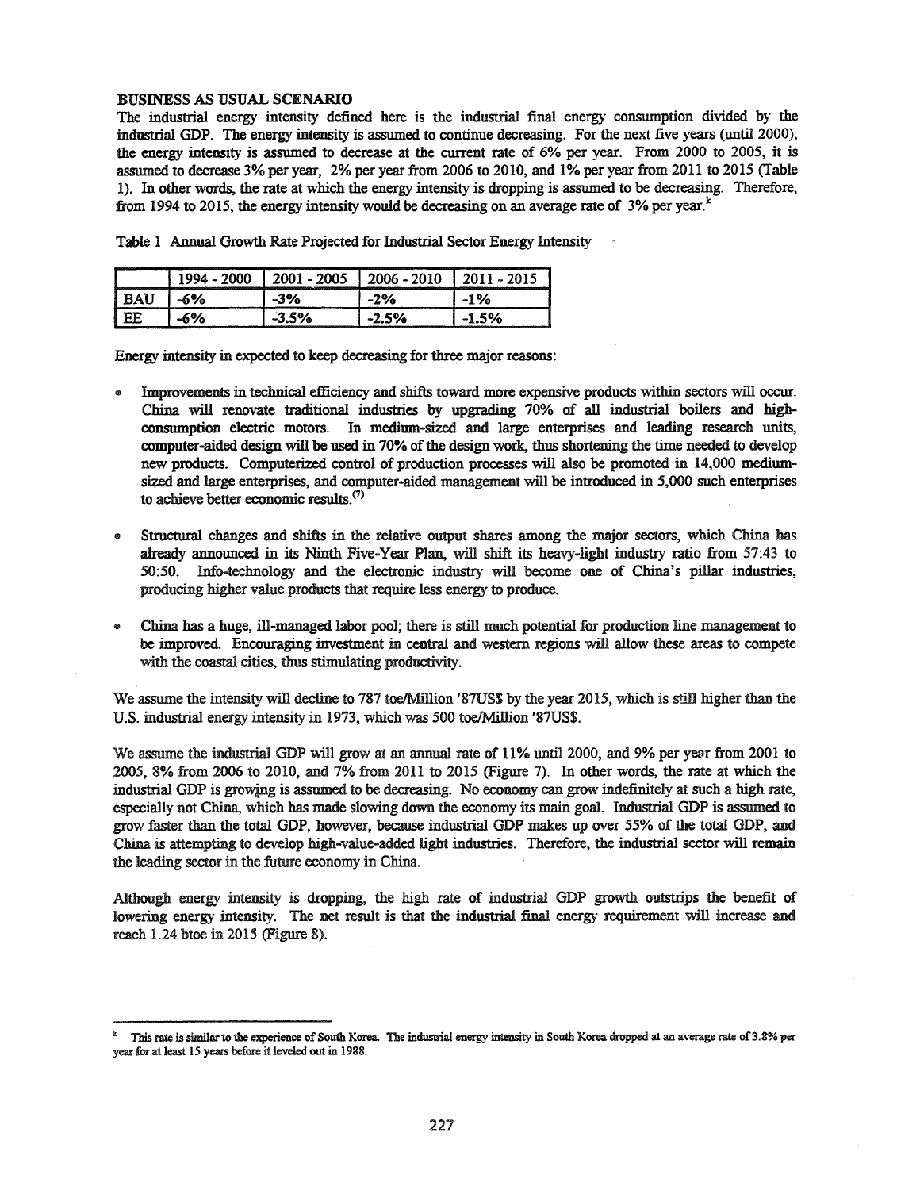**BUSINESS AS USUAL SCENARIO**

The industrial energy intensity defined here is the industrial final energy consumption divided by the industrial GDP. The energy intensity is assumed to continue decreasing. For the next five years (until 2000), the energy intensity is assumed to decrease at the current rate of 6% per year. From 2000 to 2005, it is assumed to decrease 3% per year, 2% per year from 2006 to 2010, and 1% per year from 2011 to 2015 (Table 1). In other words, the rate at which the energy intensity is dropping is assumed to be decreasing. Therefore, from 1994 to 2015, the energy intensity would be decreasing on an average rate of 3% per year.[k]

Table 1 Annual Growth Rate Projected for Industrial Sector Energy Intensity

| | 1994 - 2000 | 2001 - 2005 | 2006 - 2010 | 2011 - 2015 |
|---|---|---|---|---|
| BAU | -6% | -3% | -2% | -1% |
| EE | -6% | -3.5% | -2.5% | -1.5% |

Energy intensity in expected to keep decreasing for three major reasons:

- Improvements in technical efficiency and shifts toward more expensive products within sectors will occur. China will renovate traditional industries by upgrading 70% of all industrial boilers and high-consumption electric motors. In medium-sized and large enterprises and leading research units, computer-aided design will be used in 70% of the design work, thus shortening the time needed to develop new products. Computerized control of production processes will also be promoted in 14,000 medium-sized and large enterprises, and computer-aided management will be introduced in 5,000 such enterprises to achieve better economic results.[(7)]

- Structural changes and shifts in the relative output shares among the major sectors, which China has already announced in its Ninth Five-Year Plan, will shift its heavy-light industry ratio from 57:43 to 50:50. Info-technology and the electronic industry will become one of China's pillar industries, producing higher value products that require less energy to produce.

- China has a huge, ill-managed labor pool; there is still much potential for production line management to be improved. Encouraging investment in central and western regions will allow these areas to compete with the coastal cities, thus stimulating productivity.

We assume the intensity will decline to 787 toe/Million '87US$ by the year 2015, which is still higher than the U.S. industrial energy intensity in 1973, which was 500 toe/Million '87US$.

We assume the industrial GDP will grow at an annual rate of 11% until 2000, and 9% per year from 2001 to 2005, 8% from 2006 to 2010, and 7% from 2011 to 2015 (Figure 7). In other words, the rate at which the industrial GDP is growing is assumed to be decreasing. No economy can grow indefinitely at such a high rate, especially not China, which has made slowing down the economy its main goal. Industrial GDP is assumed to grow faster than the total GDP, however, because industrial GDP makes up over 55% of the total GDP, and China is attempting to develop high-value-added light industries. Therefore, the industrial sector will remain the leading sector in the future economy in China.

Although energy intensity is dropping, the high rate of industrial GDP growth outstrips the benefit of lowering energy intensity. The net result is that the industrial final energy requirement will increase and reach 1.24 btoe in 2015 (Figure 8).

---

[k] This rate is similar to the experience of South Korea. The industrial energy intensity in South Korea dropped at an average rate of 3.8% per year for at least 15 years before it leveled out in 1988.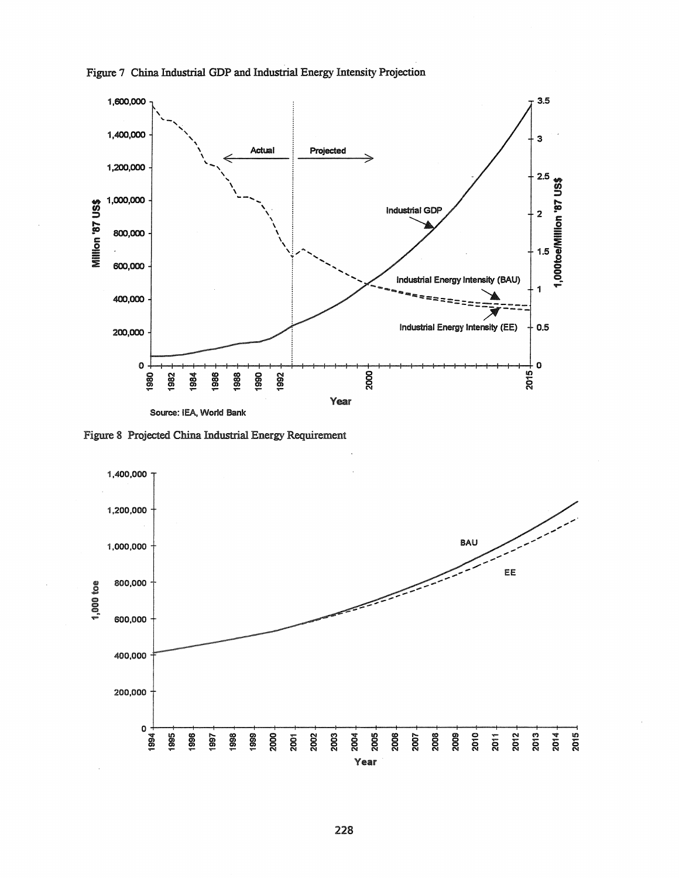Figure 7 China Industrial GDP and Industrial Energy Intensity Projection

Source: IEA, World Bank

Figure 8 Projected China Industrial Energy Requirement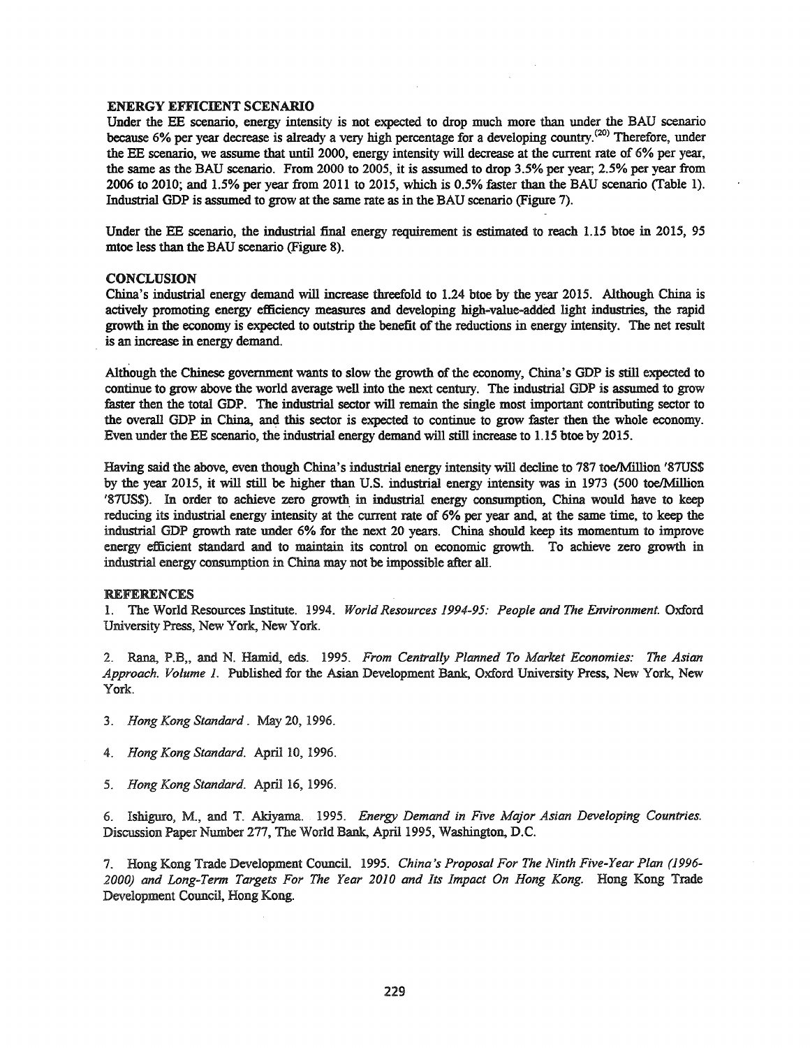## ENERGY EFFICIENT SCENARIO

Under the EE scenario, energy intensity is not expected to drop much more than under the BAU scenario because 6% per year decrease is already a very high percentage for a developing country.[20] Therefore, under the EE scenario, we assume that until 2000, energy intensity will decrease at the current rate of 6% per year, the same as the BAU scenario. From 2000 to 2005, it is assumed to drop 3.5% per year; 2.5% per year from 2006 to 2010; and 1.5% per year from 2011 to 2015, which is 0.5% faster than the BAU scenario (Table 1). Industrial GDP is assumed to grow at the same rate as in the BAU scenario (Figure 7).

Under the EE scenario, the industrial final energy requirement is estimated to reach 1.15 btoe in 2015, 95 mtoe less than the BAU scenario (Figure 8).

## CONCLUSION

China's industrial energy demand will increase threefold to 1.24 btoe by the year 2015. Although China is actively promoting energy efficiency measures and developing high-value-added light industries, the rapid growth in the economy is expected to outstrip the benefit of the reductions in energy intensity. The net result is an increase in energy demand.

Although the Chinese government wants to slow the growth of the economy, China's GDP is still expected to continue to grow above the world average well into the next century. The industrial GDP is assumed to grow faster then the total GDP. The industrial sector will remain the single most important contributing sector to the overall GDP in China, and this sector is expected to continue to grow faster then the whole economy. Even under the EE scenario, the industrial energy demand will still increase to 1.15 btoe by 2015.

Having said the above, even though China's industrial energy intensity will decline to 787 toe/Million '87US$ by the year 2015, it will still be higher than U.S. industrial energy intensity was in 1973 (500 toe/Million '87US$). In order to achieve zero growth in industrial energy consumption, China would have to keep reducing its industrial energy intensity at the current rate of 6% per year and, at the same time, to keep the industrial GDP growth rate under 6% for the next 20 years. China should keep its momentum to improve energy efficient standard and to maintain its control on economic growth. To achieve zero growth in industrial energy consumption in China may not be impossible after all.

## REFERENCES

1. The World Resources Institute. 1994. *World Resources 1994-95: People and The Environment.* Oxford University Press, New York, New York.

2. Rana, P.B,, and N. Hamid, eds. 1995. *From Centrally Planned To Market Economies: The Asian Approach. Volume 1.* Published for the Asian Development Bank, Oxford University Press, New York, New York.

3. *Hong Kong Standard*. May 20, 1996.

4. *Hong Kong Standard.* April 10, 1996.

5. *Hong Kong Standard.* April 16, 1996.

6. Ishiguro, M., and T. Akiyama. 1995. *Energy Demand in Five Major Asian Developing Countries.* Discussion Paper Number 277, The World Bank, April 1995, Washington, D.C.

7. Hong Kong Trade Development Council. 1995. *China's Proposal For The Ninth Five-Year Plan (1996-2000) and Long-Term Targets For The Year 2010 and Its Impact On Hong Kong.* Hong Kong Trade Development Council, Hong Kong.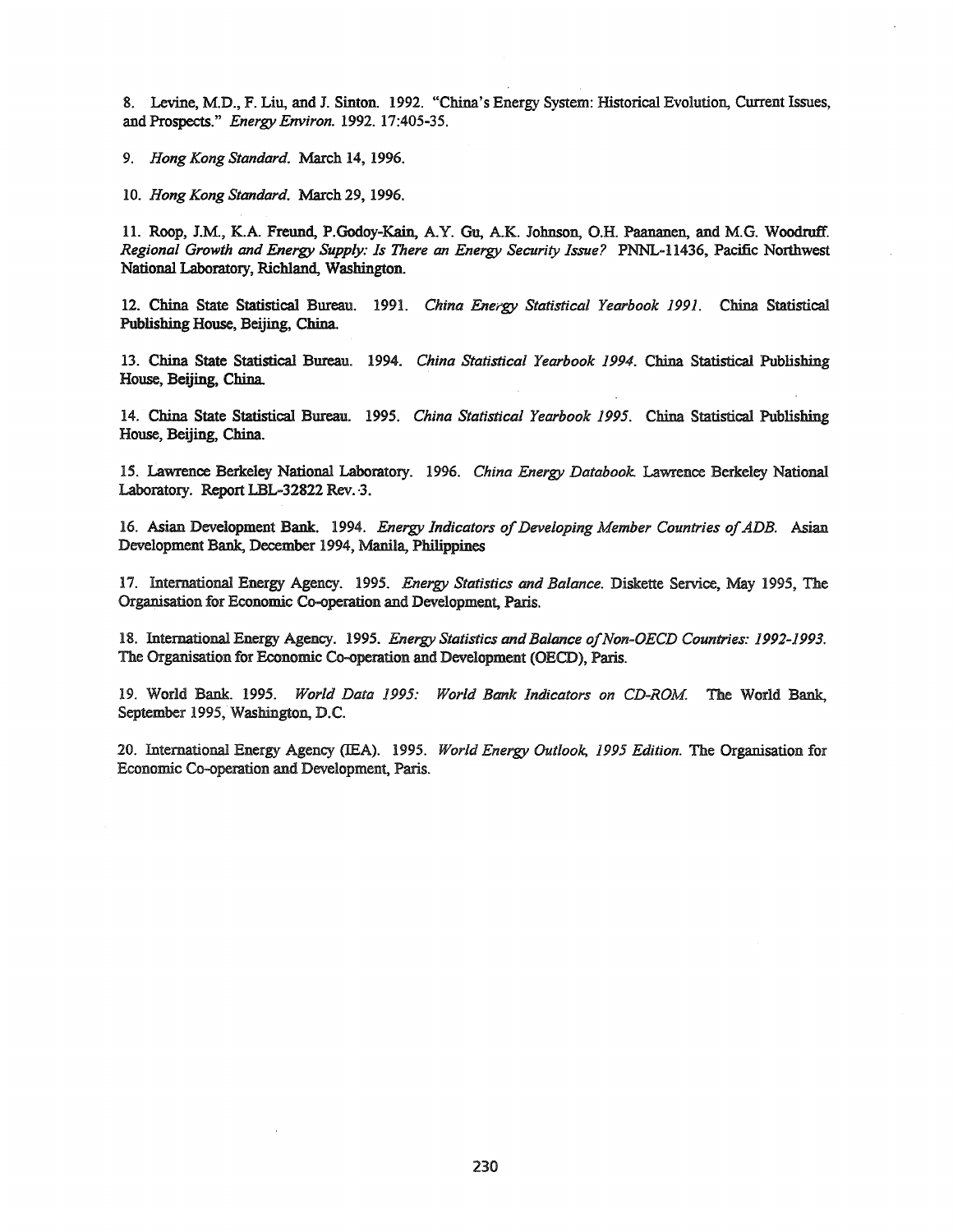8. Levine, M.D., F. Liu, and J. Sinton. 1992. "China's Energy System: Historical Evolution, Current Issues, and Prospects." *Energy Environ.* 1992. 17:405-35.

9. *Hong Kong Standard.* March 14, 1996.

10. *Hong Kong Standard.* March 29, 1996.

11. Roop, J.M., K.A. Freund, P.Godoy-Kain, A.Y. Gu, A.K. Johnson, O.H. Paananen, and M.G. Woodruff. *Regional Growth and Energy Supply: Is There an Energy Security Issue?* PNNL-11436, Pacific Northwest National Laboratory, Richland, Washington.

12. China State Statistical Bureau. 1991. *China Energy Statistical Yearbook 1991.* China Statistical Publishing House, Beijing, China.

13. China State Statistical Bureau. 1994. *China Statistical Yearbook 1994.* China Statistical Publishing House, Beijing, China.

14. China State Statistical Bureau. 1995. *China Statistical Yearbook 1995.* China Statistical Publishing House, Beijing, China.

15. Lawrence Berkeley National Laboratory. 1996. *China Energy Databook.* Lawrence Berkeley National Laboratory. Report LBL-32822 Rev. 3.

16. Asian Development Bank. 1994. *Energy Indicators of Developing Member Countries of ADB.* Asian Development Bank, December 1994, Manila, Philippines

17. International Energy Agency. 1995. *Energy Statistics and Balance.* Diskette Service, May 1995, The Organisation for Economic Co-operation and Development, Paris.

18. International Energy Agency. 1995. *Energy Statistics and Balance of Non-OECD Countries: 1992-1993.* The Organisation for Economic Co-operation and Development (OECD), Paris.

19. World Bank. 1995. *World Data 1995: World Bank Indicators on CD-ROM.* The World Bank, September 1995, Washington, D.C.

20. International Energy Agency (IEA). 1995. *World Energy Outlook, 1995 Edition.* The Organisation for Economic Co-operation and Development, Paris.